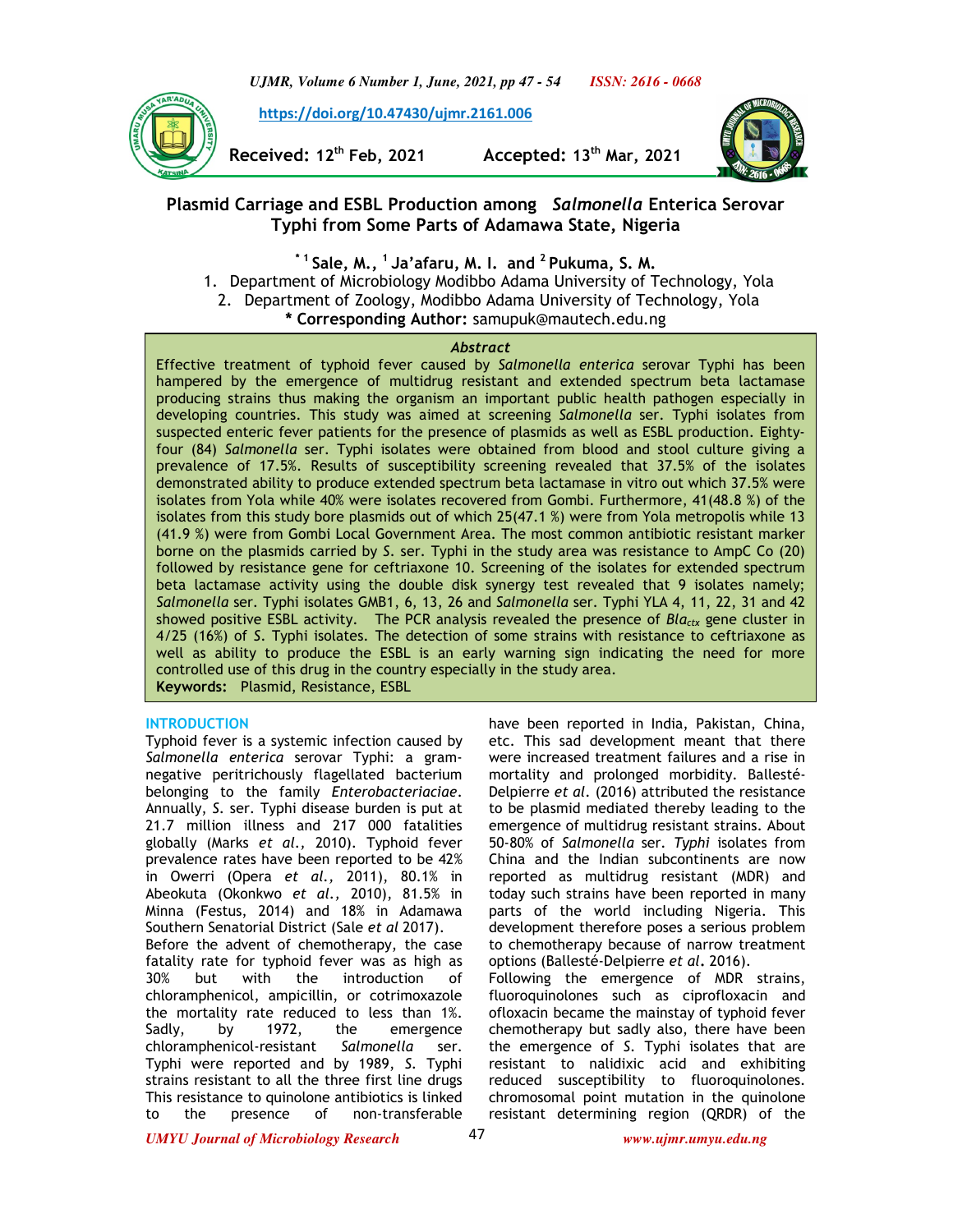https://doi.org/10.47430/ujmr.2161.006

**Received: 12th Feb, 2021** **Accepted: 13th Mar, 2021**

# Plasmid Carriage and ESBL Production among *Salmonella* Enterica Serovar Typhi from Some Parts of Adamawa State, Nigeria

**[*1] Sale, M., [1] Ja'afaru, M. I. and [2] Pukuma, S. M.**

1. Department of Microbiology Modibbo Adama University of Technology, Yola
2. Department of Zoology, Modibbo Adama University of Technology, Yola

**\* Corresponding Author:** samupuk@mautech.edu.ng

### *Abstract*

Effective treatment of typhoid fever caused by *Salmonella enterica* serovar Typhi has been hampered by the emergence of multidrug resistant and extended spectrum beta lactamase producing strains thus making the organism an important public health pathogen especially in developing countries. This study was aimed at screening *Salmonella* ser. Typhi isolates from suspected enteric fever patients for the presence of plasmids as well as ESBL production. Eighty-four (84) *Salmonella* ser. Typhi isolates were obtained from blood and stool culture giving a prevalence of 17.5%. Results of susceptibility screening revealed that 37.5% of the isolates demonstrated ability to produce extended spectrum beta lactamase in vitro out which 37.5% were isolates from Yola while 40% were isolates recovered from Gombi. Furthermore, 41(48.8 %) of the isolates from this study bore plasmids out of which 25(47.1 %) were from Yola metropolis while 13 (41.9 %) were from Gombi Local Government Area. The most common antibiotic resistant marker borne on the plasmids carried by *S.* ser. Typhi in the study area was resistance to AmpC Co (20) followed by resistance gene for ceftriaxone 10. Screening of the isolates for extended spectrum beta lactamase activity using the double disk synergy test revealed that 9 isolates namely; *Salmonella* ser. Typhi isolates GMB1, 6, 13, 26 and *Salmonella* ser. Typhi YLA 4, 11, 22, 31 and 42 showed positive ESBL activity. The PCR analysis revealed the presence of *$Bla_{ctx}$* gene cluster in 4/25 (16%) of *S.* Typhi isolates. The detection of some strains with resistance to ceftriaxone as well as ability to produce the ESBL is an early warning sign indicating the need for more controlled use of this drug in the country especially in the study area.

**Keywords:** Plasmid, Resistance, ESBL

## INTRODUCTION

Typhoid fever is a systemic infection caused by *Salmonella enterica* serovar Typhi: a gram-negative peritrichously flagellated bacterium belonging to the family *Enterobacteriaceae*. Annually, *S.* ser. Typhi disease burden is put at 21.7 million illness and 217 000 fatalities globally (Marks *et al.,* 2010). Typhoid fever prevalence rates have been reported to be 42% in Owerri (Opera *et al.,* 2011), 80.1% in Abeokuta (Okonkwo *et al.,* 2010), 81.5% in Minna (Festus, 2014) and 18% in Adamawa Southern Senatorial District (Sale *et al* 2017).

Before the advent of chemotherapy, the case fatality rate for typhoid fever was as high as 30% but with the introduction of chloramphenicol, ampicillin, or cotrimoxazole the mortality rate reduced to less than 1%. Sadly, by 1972, the emergence chloramphenicol-resistant *Salmonella* ser. Typhi were reported and by 1989, *S.* Typhi strains resistant to all the three first line drugs have been reported in India, Pakistan, China, etc. This sad development meant that there were increased treatment failures and a rise in mortality and prolonged morbidity. Ballesté-Delpierre *et al*. (2016) attributed the resistance to be plasmid mediated thereby leading to the emergence of multidrug resistant strains. About 50-80% of *Salmonella* ser. *Typhi* isolates from China and the Indian subcontinents are now reported as multidrug resistant (MDR) and today such strains have been reported in many parts of the world including Nigeria. This development therefore poses a serious problem to chemotherapy because of narrow treatment options (Ballesté-Delpierre *et al***.** 2016).

Following the emergence of MDR strains, fluoroquinolones such as ciprofloxacin and ofloxacin became the mainstay of typhoid fever chemotherapy but sadly also, there have been the emergence of *S.* Typhi isolates that are resistant to nalidixic acid and exhibiting reduced susceptibility to fluoroquinolones. This resistance to quinolone antibiotics is linked to the presence of non-transferable chromosomal point mutation in the quinolone resistant determining region (QRDR) of the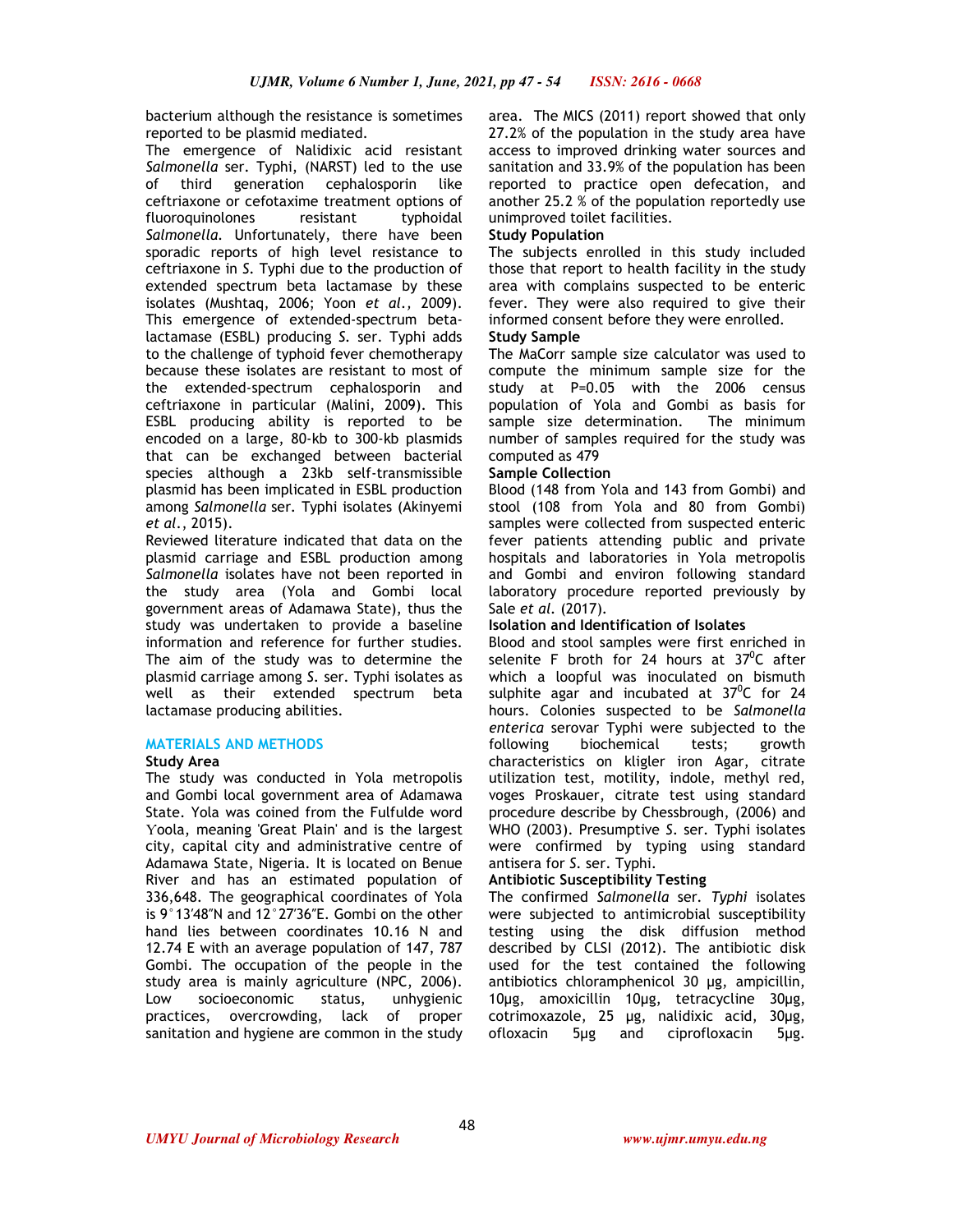bacterium although the resistance is sometimes reported to be plasmid mediated.

The emergence of Nalidixic acid resistant *Salmonella* ser. Typhi, (NARST) led to the use of third generation cephalosporin like ceftriaxone or cefotaxime treatment options of fluoroquinolones resistant typhoidal *Salmonella*. Unfortunately, there have been sporadic reports of high level resistance to ceftriaxone in *S.* Typhi due to the production of extended spectrum beta lactamase by these isolates (Mushtaq, 2006; Yoon *et al.,* 2009). This emergence of extended-spectrum beta-lactamase (ESBL) producing *S.* ser. Typhi adds to the challenge of typhoid fever chemotherapy because these isolates are resistant to most of the extended-spectrum cephalosporin and ceftriaxone in particular (Malini, 2009). This ESBL producing ability is reported to be encoded on a large, 80-kb to 300-kb plasmids that can be exchanged between bacterial species although a 23kb self-transmissible plasmid has been implicated in ESBL production among *Salmonella* ser. Typhi isolates (Akinyemi *et al.*, 2015).

Reviewed literature indicated that data on the plasmid carriage and ESBL production among *Salmonella* isolates have not been reported in the study area (Yola and Gombi local government areas of Adamawa State), thus the study was undertaken to provide a baseline information and reference for further studies. The aim of the study was to determine the plasmid carriage among *S.* ser. Typhi isolates as well as their extended spectrum beta lactamase producing abilities.

## MATERIALS AND METHODS

### Study Area

The study was conducted in Yola metropolis and Gombi local government area of Adamawa State. Yola was coined from the Fulfulde word Yoola, meaning 'Great Plain' and is the largest city, capital city and administrative centre of Adamawa State, Nigeria. It is located on Benue River and has an estimated population of 336,648. The geographical coordinates of Yola is 9°13′48″N and 12°27′36″E. Gombi on the other hand lies between coordinates 10.16 N and 12.74 E with an average population of 147, 787 Gombi. The occupation of the people in the study area is mainly agriculture (NPC, 2006). Low socioeconomic status, unhygienic practices, overcrowding, lack of proper sanitation and hygiene are common in the study area. The MICS (2011) report showed that only 27.2% of the population in the study area have access to improved drinking water sources and sanitation and 33.9% of the population has been reported to practice open defecation, and another 25.2 % of the population reportedly use unimproved toilet facilities.

### Study Population

The subjects enrolled in this study included those that report to health facility in the study area with complains suspected to be enteric fever. They were also required to give their informed consent before they were enrolled.

### Study Sample

The MaCorr sample size calculator was used to compute the minimum sample size for the study at P=0.05 with the 2006 census population of Yola and Gombi as basis for sample size determination. The minimum number of samples required for the study was computed as 479

### Sample Collection

Blood (148 from Yola and 143 from Gombi) and stool (108 from Yola and 80 from Gombi) samples were collected from suspected enteric fever patients attending public and private hospitals and laboratories in Yola metropolis and Gombi and environ following standard laboratory procedure reported previously by Sale *et al.* (2017).

### Isolation and Identification of Isolates

Blood and stool samples were first enriched in selenite F broth for 24 hours at 37$^0$C after which a loopful was inoculated on bismuth sulphite agar and incubated at 37$^0$C for 24 hours. Colonies suspected to be *Salmonella enterica* serovar Typhi were subjected to the following biochemical tests; growth characteristics on kligler iron Agar, citrate utilization test, motility, indole, methyl red, voges Proskauer, citrate test using standard procedure describe by Chessbrough, (2006) and WHO (2003). Presumptive *S.* ser. Typhi isolates were confirmed by typing using standard antisera for *S.* ser. Typhi.

### Antibiotic Susceptibility Testing

The confirmed *Salmonella* ser. *Typhi* isolates were subjected to antimicrobial susceptibility testing using the disk diffusion method described by CLSI (2012). The antibiotic disk used for the test contained the following antibiotics chloramphenicol 30 µg, ampicillin, 10µg, amoxicillin 10µg, tetracycline 30µg, cotrimoxazole, 25 µg, nalidixic acid, 30µg, ofloxacin 5µg and ciprofloxacin 5µg.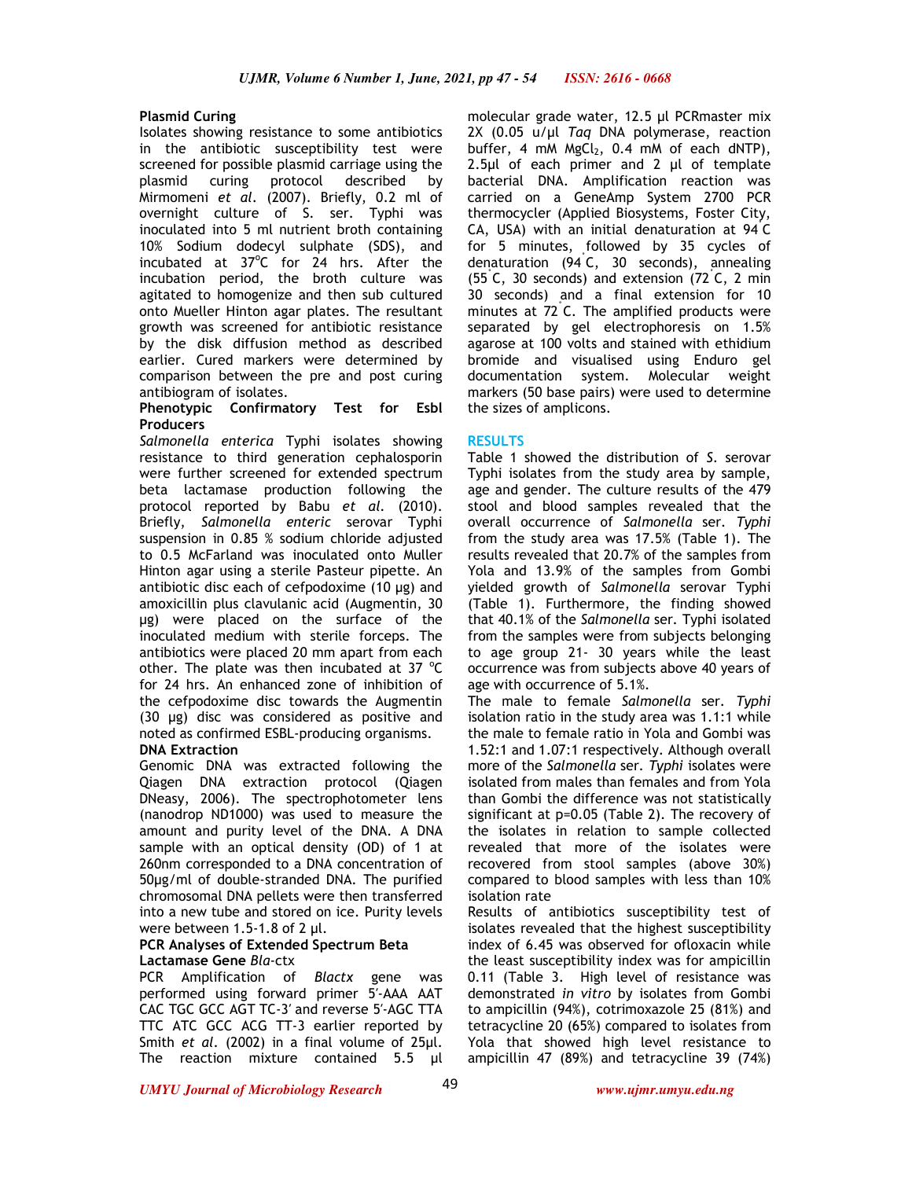**Plasmid Curing**

Isolates showing resistance to some antibiotics in the antibiotic susceptibility test were screened for possible plasmid carriage using the plasmid curing protocol described by Mirmomeni *et al*. (2007). Briefly, 0.2 ml of overnight culture of S. ser. Typhi was inoculated into 5 ml nutrient broth containing 10% Sodium dodecyl sulphate (SDS), and incubated at 37°C for 24 hrs. After the incubation period, the broth culture was agitated to homogenize and then sub cultured onto Mueller Hinton agar plates. The resultant growth was screened for antibiotic resistance by the disk diffusion method as described earlier. Cured markers were determined by comparison between the pre and post curing antibiogram of isolates.

**Phenotypic Confirmatory Test for Esbl Producers**

*Salmonella enterica* Typhi isolates showing resistance to third generation cephalosporin were further screened for extended spectrum beta lactamase production following the protocol reported by Babu *et al*. (2010). Briefly, *Salmonella enteric* serovar Typhi suspension in 0.85 % sodium chloride adjusted to 0.5 McFarland was inoculated onto Muller Hinton agar using a sterile Pasteur pipette. An antibiotic disc each of cefpodoxime (10 µg) and amoxicillin plus clavulanic acid (Augmentin, 30 µg) were placed on the surface of the inoculated medium with sterile forceps. The antibiotics were placed 20 mm apart from each other. The plate was then incubated at 37 °C for 24 hrs. An enhanced zone of inhibition of the cefpodoxime disc towards the Augmentin (30 µg) disc was considered as positive and noted as confirmed ESBL-producing organisms.

**DNA Extraction**

Genomic DNA was extracted following the Qiagen DNA extraction protocol (Qiagen DNeasy, 2006). The spectrophotometer lens (nanodrop ND1000) was used to measure the amount and purity level of the DNA. A DNA sample with an optical density (OD) of 1 at 260nm corresponded to a DNA concentration of 50µg/ml of double-stranded DNA. The purified chromosomal DNA pellets were then transferred into a new tube and stored on ice. Purity levels were between 1.5-1.8 of 2 µl.

**PCR Analyses of Extended Spectrum Beta Lactamase Gene *Bla*-ctx**

PCR Amplification of *Blactx* gene was performed using forward primer 5′-AAA AAT CAC TGC GCC AGT TC-3′ and reverse 5′-AGC TTA TTC ATC GCC ACG TT-3 earlier reported by Smith *et al*. (2002) in a final volume of 25µl. The reaction mixture contained 5.5 µl molecular grade water, 12.5 µl PCRmaster mix 2X (0.05 u/µl *Taq* DNA polymerase, reaction buffer, 4 mM $MgCl_2$, 0.4 mM of each dNTP), 2.5µl of each primer and 2 µl of template bacterial DNA. Amplification reaction was carried on a GeneAmp System 2700 PCR thermocycler (Applied Biosystems, Foster City, CA, USA) with an initial denaturation at 94°C for 5 minutes, followed by 35 cycles of denaturation (94°C, 30 seconds), annealing (55°C, 30 seconds) and extension (72°C, 2 min 30 seconds) and a final extension for 10 minutes at 72°C. The amplified products were separated by gel electrophoresis on 1.5% agarose at 100 volts and stained with ethidium bromide and visualised using Enduro gel documentation system. Molecular weight markers (50 base pairs) were used to determine the sizes of amplicons.

## RESULTS

Table 1 showed the distribution of *S.* serovar Typhi isolates from the study area by sample, age and gender. The culture results of the 479 stool and blood samples revealed that the overall occurrence of *Salmonella* ser. *Typhi* from the study area was 17.5% (Table 1). The results revealed that 20.7% of the samples from Yola and 13.9% of the samples from Gombi yielded growth of *Salmonella* serovar Typhi (Table 1). Furthermore, the finding showed that 40.1% of the *Salmonella* ser. Typhi isolated from the samples were from subjects belonging to age group 21- 30 years while the least occurrence was from subjects above 40 years of age with occurrence of 5.1%.

The male to female *Salmonella* ser. *Typhi* isolation ratio in the study area was 1.1:1 while the male to female ratio in Yola and Gombi was 1.52:1 and 1.07:1 respectively. Although overall more of the *Salmonella* ser. *Typhi* isolates were isolated from males than females and from Yola than Gombi the difference was not statistically significant at p=0.05 (Table 2). The recovery of the isolates in relation to sample collected revealed that more of the isolates were recovered from stool samples (above 30%) compared to blood samples with less than 10% isolation rate

Results of antibiotics susceptibility test of isolates revealed that the highest susceptibility index of 6.45 was observed for ofloxacin while the least susceptibility index was for ampicillin 0.11 (Table 3. High level of resistance was demonstrated *in vitro* by isolates from Gombi to ampicillin (94%), cotrimoxazole 25 (81%) and tetracycline 20 (65%) compared to isolates from Yola that showed high level resistance to ampicillin 47 (89%) and tetracycline 39 (74%)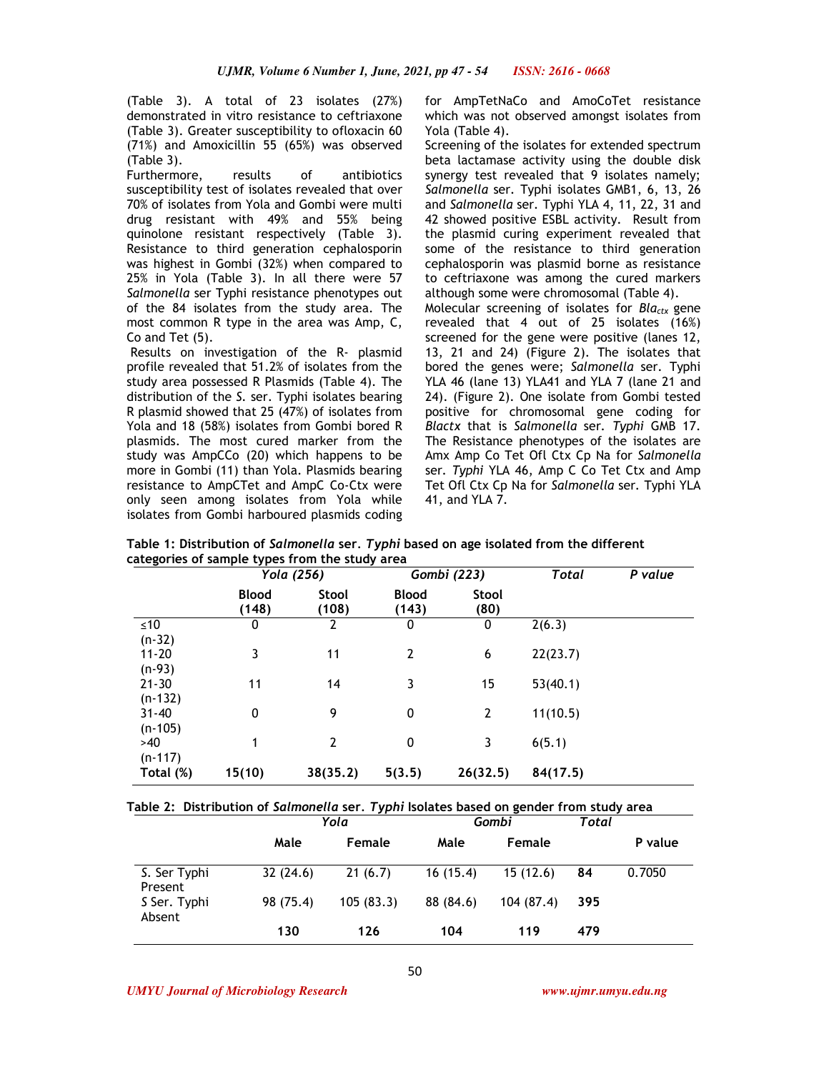(Table 3). A total of 23 isolates (27%) demonstrated in vitro resistance to ceftriaxone (Table 3). Greater susceptibility to ofloxacin 60 (71%) and Amoxicillin 55 (65%) was observed (Table 3).

Furthermore, results of antibiotics susceptibility test of isolates revealed that over 70% of isolates from Yola and Gombi were multi drug resistant with 49% and 55% being quinolone resistant respectively (Table 3). Resistance to third generation cephalosporin was highest in Gombi (32%) when compared to 25% in Yola (Table 3). In all there were 57 *Salmonella* ser Typhi resistance phenotypes out of the 84 isolates from the study area. The most common R type in the area was Amp, C, Co and Tet (5).

Results on investigation of the R- plasmid profile revealed that 51.2% of isolates from the study area possessed R Plasmids (Table 4). The distribution of the *S.* ser. Typhi isolates bearing R plasmid showed that 25 (47%) of isolates from Yola and 18 (58%) isolates from Gombi bored R plasmids. The most cured marker from the study was AmpCCo (20) which happens to be more in Gombi (11) than Yola. Plasmids bearing resistance to AmpCTet and AmpC Co-Ctx were only seen among isolates from Yola while isolates from Gombi harboured plasmids coding for AmpTetNaCo and AmoCoTet resistance which was not observed amongst isolates from Yola (Table 4).

Screening of the isolates for extended spectrum beta lactamase activity using the double disk synergy test revealed that 9 isolates namely; *Salmonella* ser. Typhi isolates GMB1, 6, 13, 26 and *Salmonella* ser. Typhi YLA 4, 11, 22, 31 and 42 showed positive ESBL activity. Result from the plasmid curing experiment revealed that some of the resistance to third generation cephalosporin was plasmid borne as resistance to ceftriaxone was among the cured markers although some were chromosomal (Table 4).

Molecular screening of isolates for $Bla_{ctx}$ gene revealed that 4 out of 25 isolates (16%) screened for the gene were positive (lanes 12, 13, 21 and 24) (Figure 2). The isolates that bored the genes were; *Salmonella* ser. Typhi YLA 46 (lane 13) YLA41 and YLA 7 (lane 21 and 24). (Figure 2). One isolate from Gombi tested positive for chromosomal gene coding for *Blactx* that is *Salmonella* ser. *Typhi* GMB 17. The Resistance phenotypes of the isolates are Amx Amp Co Tet Ofl Ctx Cp Na for *Salmonella* ser. *Typhi* YLA 46, Amp C Co Tet Ctx and Amp Tet Ofl Ctx Cp Na for *Salmonella* ser. Typhi YLA 41, and YLA 7.

**Table 1: Distribution of *Salmonella* ser. *Typhi* based on age isolated from the different categories of sample types from the study area**

| | *Yola (256)* | | *Gombi (223)* | | *Total* | *P value* |
|---|---|---|---|---|---|---|
| | **Blood (148)** | **Stool (108)** | **Blood (143)** | **Stool (80)** | | |
| ≤10 (n-32) | 0 | 2 | 0 | 0 | 2(6.3) | |
| 11-20 (n-93) | 3 | 11 | 2 | 6 | 22(23.7) | |
| 21-30 (n-132) | 11 | 14 | 3 | 15 | 53(40.1) | |
| 31-40 (n-105) | 0 | 9 | 0 | 2 | 11(10.5) | |
| >40 (n-117) | 1 | 2 | 0 | 3 | 6(5.1) | |
| **Total (%)** | **15(10)** | **38(35.2)** | **5(3.5)** | **26(32.5)** | **84(17.5)** | |

**Table 2: Distribution of *Salmonella* ser. *Typhi* Isolates based on gender from study area**

| | *Yola* | | *Gombi* | | *Total* | |
|---|---|---|---|---|---|---|
| | **Male** | **Female** | **Male** | **Female** | | **P value** |
| S. Ser Typhi Present | 32 (24.6) | 21 (6.7) | 16 (15.4) | 15 (12.6) | **84** | 0.7050 |
| *S* Ser. Typhi Absent | 98 (75.4) | 105 (83.3) | 88 (84.6) | 104 (87.4) | **395** | |
| | **130** | **126** | **104** | **119** | **479** | |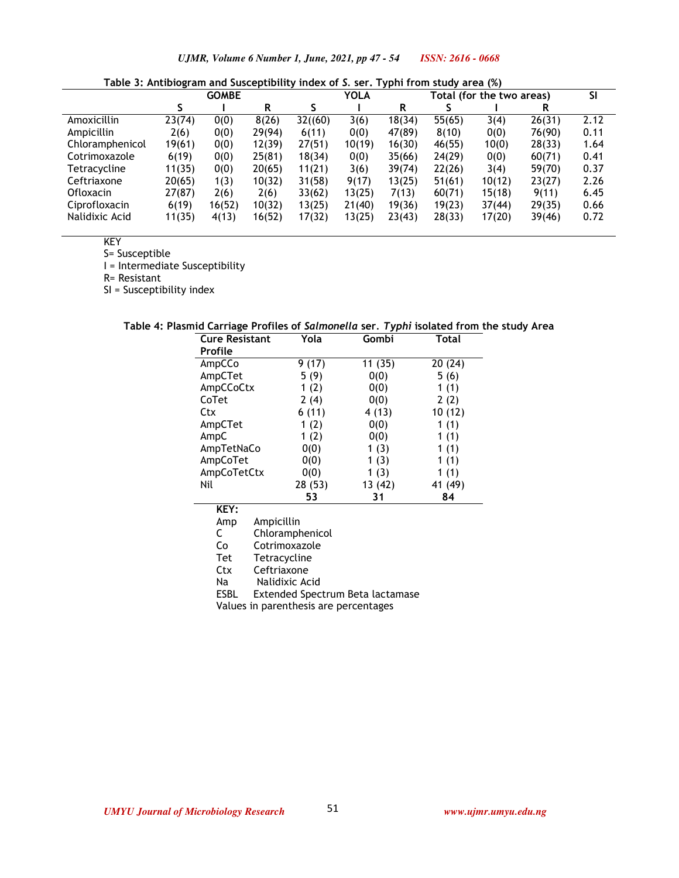**Table 3: Antibiogram and Susceptibility index of *S.* ser. Typhi from study area (%)**

| | GOMBE | | | YOLA | | | Total (for the two areas) | | | SI |
|---|---|---|---|---|---|---|---|---|---|---|
| | S | I | R | S | I | R | S | I | R | |
| Amoxicillin | 23(74) | 0(0) | 8(26) | 32((60) | 3(6) | 18(34) | 55(65) | 3(4) | 26(31) | 2.12 |
| Ampicillin | 2(6) | 0(0) | 29(94) | 6(11) | 0(0) | 47(89) | 8(10) | 0(0) | 76(90) | 0.11 |
| Chloramphenicol | 19(61) | 0(0) | 12(39) | 27(51) | 10(19) | 16(30) | 46(55) | 10(0) | 28(33) | 1.64 |
| Cotrimoxazole | 6(19) | 0(0) | 25(81) | 18(34) | 0(0) | 35(66) | 24(29) | 0(0) | 60(71) | 0.41 |
| Tetracycline | 11(35) | 0(0) | 20(65) | 11(21) | 3(6) | 39(74) | 22(26) | 3(4) | 59(70) | 0.37 |
| Ceftriaxone | 20(65) | 1(3) | 10(32) | 31(58) | 9(17) | 13(25) | 51(61) | 10(12) | 23(27) | 2.26 |
| Ofloxacin | 27(87) | 2(6) | 2(6) | 33(62) | 13(25) | 7(13) | 60(71) | 15(18) | 9(11) | 6.45 |
| Ciprofloxacin | 6(19) | 16(52) | 10(32) | 13(25) | 21(40) | 19(36) | 19(23) | 37(44) | 29(35) | 0.66 |
| Nalidixic Acid | 11(35) | 4(13) | 16(52) | 17(32) | 13(25) | 23(43) | 28(33) | 17(20) | 39(46) | 0.72 |

KEY

S= Susceptible

I = Intermediate Susceptibility

R= Resistant

SI = Susceptibility index

**Table 4: Plasmid Carriage Profiles of *Salmonella* ser. *Typhi* isolated from the study Area**

| Cure Resistant Profile | Yola | Gombi | Total |
|---|---|---|---|
| AmpCCo | 9 (17) | 11 (35) | 20 (24) |
| AmpCTet | 5 (9) | 0(0) | 5 (6) |
| AmpCCoCtx | 1 (2) | 0(0) | 1 (1) |
| CoTet | 2 (4) | 0(0) | 2 (2) |
| Ctx | 6 (11) | 4 (13) | 10 (12) |
| AmpCTet | 1 (2) | 0(0) | 1 (1) |
| AmpC | 1 (2) | 0(0) | 1 (1) |
| AmpTetNaCo | 0(0) | 1 (3) | 1 (1) |
| AmpCoTet | 0(0) | 1 (3) | 1 (1) |
| AmpCoTetCtx | 0(0) | 1 (3) | 1 (1) |
| Nil | 28 (53) | 13 (42) | 41 (49) |
| | **53** | **31** | **84** |

**KEY:**

Amp Ampicillin

C Chloramphenicol

Co Cotrimoxazole

Tet Tetracycline

Ctx Ceftriaxone

Na Nalidixic Acid

ESBL Extended Spectrum Beta lactamase

Values in parenthesis are percentages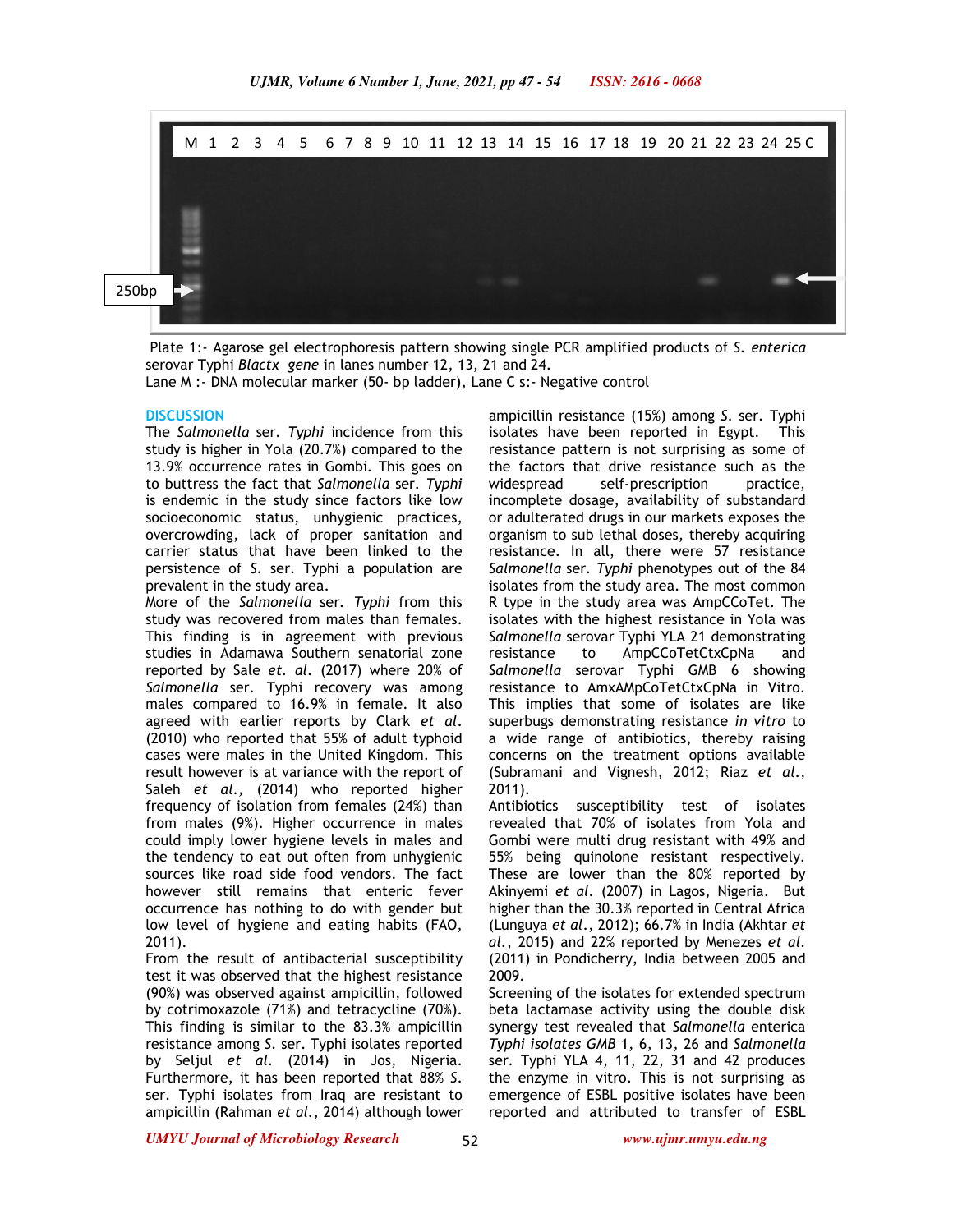Plate 1:- Agarose gel electrophoresis pattern showing single PCR amplified products of *S. enterica* serovar Typhi *Blactx gene* in lanes number 12, 13, 21 and 24.
Lane M :- DNA molecular marker (50- bp ladder), Lane C s:- Negative control

## DISCUSSION

The *Salmonella* ser. *Typhi* incidence from this study is higher in Yola (20.7%) compared to the 13.9% occurrence rates in Gombi. This goes on to buttress the fact that *Salmonella* ser. *Typhi* is endemic in the study since factors like low socioeconomic status, unhygienic practices, overcrowding, lack of proper sanitation and carrier status that have been linked to the persistence of *S.* ser. Typhi a population are prevalent in the study area.

More of the *Salmonella* ser. *Typhi* from this study was recovered from males than females. This finding is in agreement with previous studies in Adamawa Southern senatorial zone reported by Sale *et. al*. (2017) where 20% of *Salmonella* ser. Typhi recovery was among males compared to 16.9% in female. It also agreed with earlier reports by Clark *et al*. (2010) who reported that 55% of adult typhoid cases were males in the United Kingdom. This result however is at variance with the report of Saleh *et al.,* (2014) who reported higher frequency of isolation from females (24%) than from males (9%). Higher occurrence in males could imply lower hygiene levels in males and the tendency to eat out often from unhygienic sources like road side food vendors. The fact however still remains that enteric fever occurrence has nothing to do with gender but low level of hygiene and eating habits (FAO, 2011).

From the result of antibacterial susceptibility test it was observed that the highest resistance (90%) was observed against ampicillin, followed by cotrimoxazole (71%) and tetracycline (70%). This finding is similar to the 83.3% ampicillin resistance among *S.* ser. Typhi isolates reported by Seljul *et al.* (2014) in Jos, Nigeria. Furthermore, it has been reported that 88% *S.* ser. Typhi isolates from Iraq are resistant to ampicillin (Rahman *et al.,* 2014) although lower ampicillin resistance (15%) among *S.* ser. Typhi isolates have been reported in Egypt. This resistance pattern is not surprising as some of the factors that drive resistance such as the widespread self-prescription practice, incomplete dosage, availability of substandard or adulterated drugs in our markets exposes the organism to sub lethal doses, thereby acquiring resistance. In all, there were 57 resistance *Salmonella* ser. *Typhi* phenotypes out of the 84 isolates from the study area. The most common R type in the study area was AmpCCoTet. The isolates with the highest resistance in Yola was *Salmonella* serovar Typhi YLA 21 demonstrating resistance to AmpCCoTetCtxCpNa and *Salmonella* serovar Typhi GMB 6 showing resistance to AmxAMpCoTetCtxCpNa in Vitro. This implies that some of isolates are like superbugs demonstrating resistance *in vitro* to a wide range of antibiotics, thereby raising concerns on the treatment options available (Subramani and Vignesh, 2012; Riaz *et al.,* 2011).

Antibiotics susceptibility test of isolates revealed that 70% of isolates from Yola and Gombi were multi drug resistant with 49% and 55% being quinolone resistant respectively. These are lower than the 80% reported by Akinyemi *et al.* (2007) in Lagos, Nigeria. But higher than the 30.3% reported in Central Africa (Lunguya *et al*., 2012); 66.7% in India (Akhtar *et al.,* 2015) and 22% reported by Menezes *et al.* (2011) in Pondicherry, India between 2005 and 2009.

Screening of the isolates for extended spectrum beta lactamase activity using the double disk synergy test revealed that *Salmonella* enterica *Typhi isolates GMB* 1, 6, 13, 26 and *Salmonella* ser. Typhi YLA 4, 11, 22, 31 and 42 produces the enzyme in vitro. This is not surprising as emergence of ESBL positive isolates have been reported and attributed to transfer of ESBL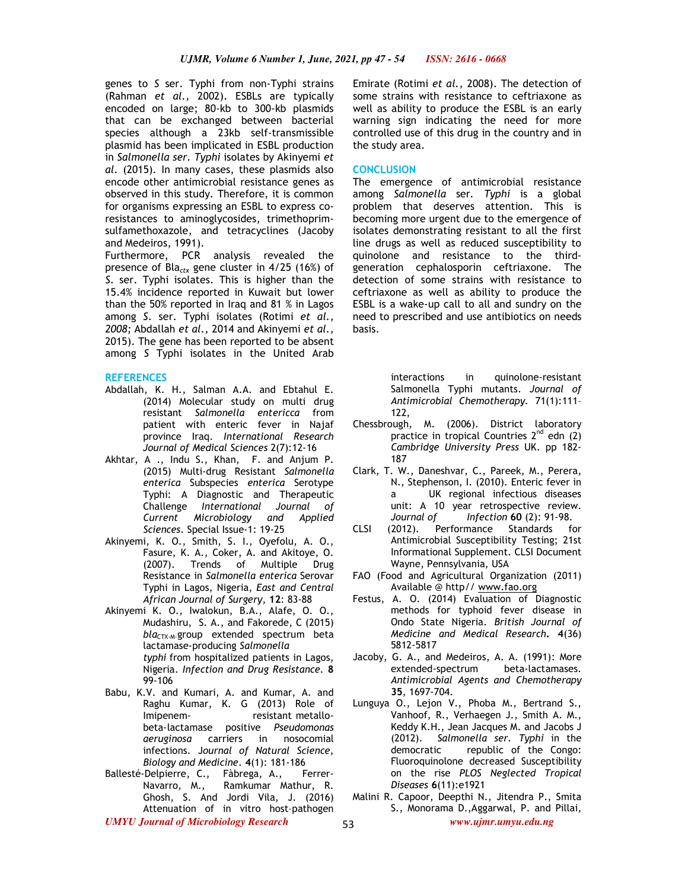genes to *S* ser. Typhi from non-Typhi strains (Rahman *et al.,* 2002). ESBLs are typically encoded on large; 80-kb to 300-kb plasmids that can be exchanged between bacterial species although a 23kb self-transmissible plasmid has been implicated in ESBL production in *Salmonella ser. Typhi* isolates by Akinyemi *et al.* (2015). In many cases, these plasmids also encode other antimicrobial resistance genes as observed in this study. Therefore, it is common for organisms expressing an ESBL to express co-resistances to aminoglycosides, trimethoprim-sulfamethoxazole, and tetracyclines (Jacoby and Medeiros, 1991).

Furthermore, PCR analysis revealed the presence of $Bla_{ctx}$ gene cluster in 4/25 (16%) of *S.* ser. Typhi isolates. This is higher than the 15.4% incidence reported in Kuwait but lower than the 50% reported in Iraq and 81 % in Lagos among *S.* ser. Typhi isolates (Rotimi *et al., 2008;* Abdallah *et al.,* 2014 and Akinyemi *et al.,* 2015). The gene has been reported to be absent among *S* Typhi isolates in the United Arab Emirate (Rotimi *et al.,* 2008). The detection of some strains with resistance to ceftriaxone as well as ability to produce the ESBL is an early warning sign indicating the need for more controlled use of this drug in the country and in the study area.

## CONCLUSION

The emergence of antimicrobial resistance among *Salmonella* ser. *Typhi* is a global problem that deserves attention. This is becoming more urgent due to the emergence of isolates demonstrating resistant to all the first line drugs as well as reduced susceptibility to quinolone and resistance to the third-generation cephalosporin ceftriaxone. The detection of some strains with resistance to ceftriaxone as well as ability to produce the ESBL is a wake-up call to all and sundry on the need to prescribed and use antibiotics on needs basis.

## REFERENCES

Abdallah, K. H., Salman A.A. and Ebtahul E. (2014) Molecular study on multi drug resistant *Salmonella entericca* from patient with enteric fever in Najaf province Iraq. *International Research Journal of Medical Sciences* 2(7):12-16

Akhtar, A ., Indu S., Khan, F. and Anjum P. (2015) Multi-drug Resistant *Salmonella enterica* Subspecies *enterica* Serotype Typhi: A Diagnostic and Therapeutic Challenge *International Journal of Current Microbiology and Applied Sciences*. Special Issue-1: 19-25

Akinyemi, K. O., Smith, S. I., Oyefolu, A. O., Fasure, K. A., Coker, A. and Akitoye, O. (2007). Trends of Multiple Drug Resistance in *Salmonella enterica* Serovar Typhi in Lagos, Nigeria, *East and Central African Journal of Surgery*, **12**: 83-88

Akinyemi K. O., Iwalokun, B.A., Alafe, O. O., Mudashiru, S. A., and Fakorede, C (2015) $bla_{CTX-M}$-group extended spectrum beta lactamase-producing *Salmonella typhi* from hospitalized patients in Lagos, Nigeria. *Infection and Drug Resistance*. **8** 99-106

Babu, K.V. and Kumari, A. and Kumar, A. and Raghu Kumar, K. G (2013) Role of Imipenem- resistant metallo-beta-lactamase positive *Pseudomonas aeruginosa* carriers in nosocomial infections. *Journal of Natural Science, Biology and Medicine*. **4**(1): 181-186

Ballesté-Delpierre, C., Fàbrega, A., Ferrer-Navarro, M., Ramkumar Mathur, R. Ghosh, S. And Jordi Vila, J. (2016) Attenuation of in vitro host-pathogen interactions in quinolone-resistant Salmonella Typhi mutants. *Journal of Antimicrobial Chemotherapy*. 71(1):111-122,

Chessbrough, M. (2006). District laboratory practice in tropical Countries 2[nd] edn (2) *Cambridge University Press* UK. pp 182-187

Clark, T. W., Daneshvar, C., Pareek, M., Perera, N., Stephenson, I. (2010). Enteric fever in a UK regional infectious diseases unit: A 10 year retrospective review. *Journal of Infection* **60** (2): 91-98.

CLSI (2012). Performance Standards for Antimicrobial Susceptibility Testing; 21st Informational Supplement. CLSI Document Wayne, Pennsylvania, USA

FAO (Food and Agricultural Organization (2011) Available @ http// www.fao.org

Festus, A. O. (2014) Evaluation of Diagnostic methods for typhoid fever disease in Ondo State Nigeria. *British Journal of Medicine and Medical Research.* **4**(36) 5812-5817

Jacoby, G. A., and Medeiros, A. A. (1991): More extended-spectrum beta-lactamases. *Antimicrobial Agents and Chemotherapy* **35**, 1697-704.

Lunguya O., Lejon V., Phoba M., Bertrand S., Vanhoof, R., Verhaegen J., Smith A. M., Keddy K.H., Jean Jacques M. and Jacobs J (2012). *Salmonella ser. Typhi* in the democratic republic of the Congo: Fluoroquinolone decreased Susceptibility on the rise *PLOS Neglected Tropical Diseases* **6**(11):e1921

Malini R. Capoor, Deepthi N., Jitendra P., Smita S., Monorama D.,Aggarwal, P. and Pillai,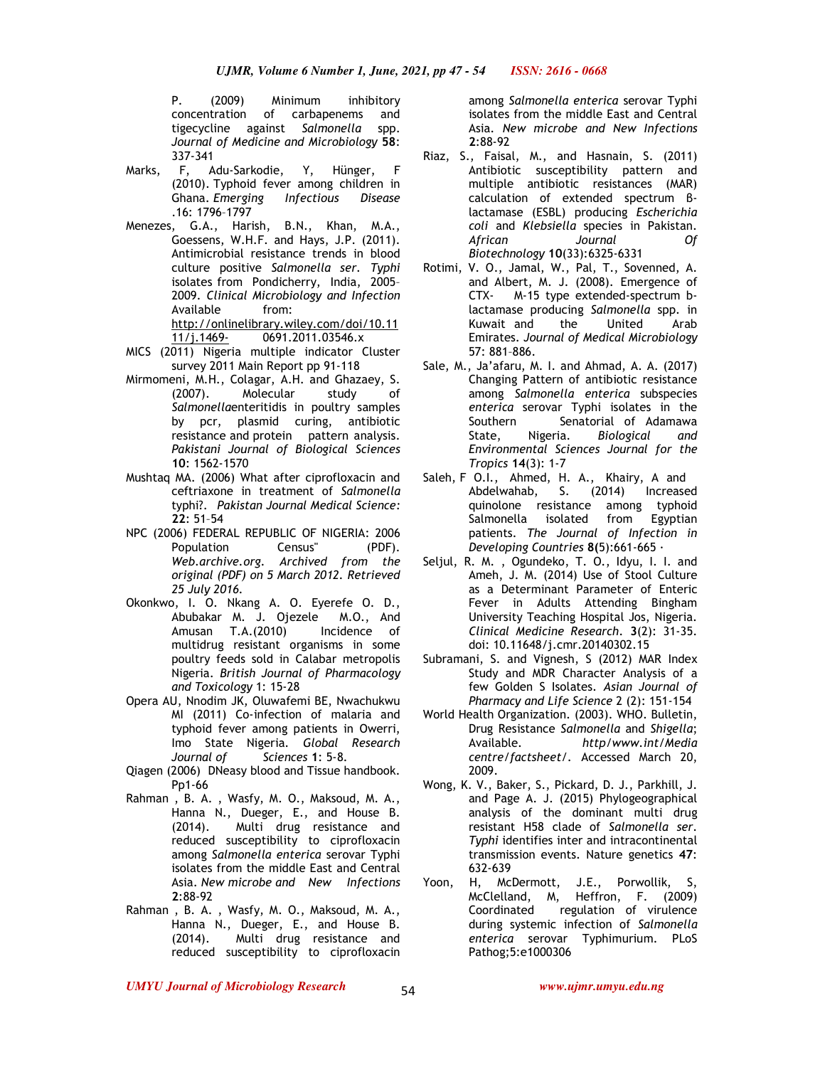P. (2009) Minimum inhibitory concentration of carbapenems and tigecycline against *Salmonella* spp. *Journal of Medicine and Microbiology* **58**: 337-341

Marks, F, Adu-Sarkodie, Y, Hünger, F (2010). Typhoid fever among children in Ghana. *Emerging Infectious Disease* .16: 1796–1797

Menezes, G.A., Harish, B.N., Khan, M.A., Goessens, W.H.F. and Hays, J.P. (2011). Antimicrobial resistance trends in blood culture positive *Salmonella ser. Typhi* isolates from Pondicherry, India, 2005–2009. *Clinical Microbiology and Infection* Available from: http://onlinelibrary.wiley.com/doi/10.1111/j.1469- 0691.2011.03546.x

MICS (2011) Nigeria multiple indicator Cluster survey 2011 Main Report pp 91-118

Mirmomeni, M.H., Colagar, A.H. and Ghazaey, S. (2007). Molecular study of *Salmonella*enteritidis in poultry samples by pcr, plasmid curing, antibiotic resistance and protein pattern analysis. *Pakistani Journal of Biological Sciences* **10**: 1562-1570

Mushtaq MA. (2006) What after ciprofloxacin and ceftriaxone in treatment of *Salmonella* typhi?. *Pakistan Journal Medical Science:* **22**: 51–54

NPC (2006) FEDERAL REPUBLIC OF NIGERIA: 2006 Population Census" (PDF). *Web.archive.org. Archived from the original (PDF) on 5 March 2012. Retrieved 25 July 2016.*

Okonkwo, I. O. Nkang A. O. Eyerefe O. D., Abubakar M. J. Ojezele M.O., And Amusan T.A.(2010) Incidence of multidrug resistant organisms in some poultry feeds sold in Calabar metropolis Nigeria. *British Journal of Pharmacology and Toxicology* 1: 15-28

Opera AU, Nnodim JK, Oluwafemi BE, Nwachukwu MI (2011) Co-infection of malaria and typhoid fever among patients in Owerri, Imo State Nigeria. *Global Research Journal of Sciences* **1**: 5-8.

Qiagen (2006) DNeasy blood and Tissue handbook. Pp1-66

Rahman , B. A. , Wasfy, M. O., Maksoud, M. A., Hanna N., Dueger, E., and House B. (2014). Multi drug resistance and reduced susceptibility to ciprofloxacin among *Salmonella enterica* serovar Typhi isolates from the middle East and Central Asia. *New microbe and New Infections* **2**:88-92

Rahman , B. A. , Wasfy, M. O., Maksoud, M. A., Hanna N., Dueger, E., and House B. (2014). Multi drug resistance and reduced susceptibility to ciprofloxacin among *Salmonella enterica* serovar Typhi isolates from the middle East and Central Asia. *New microbe and New Infections* **2**:88-92

Riaz, S., Faisal, M., and Hasnain, S. (2011) Antibiotic susceptibility pattern and multiple antibiotic resistances (MAR) calculation of extended spectrum β-lactamase (ESBL) producing *Escherichia coli* and *Klebsiella* species in Pakistan. *African Journal Of Biotechnology* **10**(33):6325-6331

Rotimi, V. O., Jamal, W., Pal, T., Sovenned, A. and Albert, M. J. (2008). Emergence of CTX- M-15 type extended-spectrum b-lactamase producing *Salmonella* spp. in Kuwait and the United Arab Emirates. *Journal of Medical Microbiology* 57: 881–886.

Sale, M., Ja'afaru, M. I. and Ahmad, A. A. (2017) Changing Pattern of antibiotic resistance among *Salmonella enterica* subspecies *enterica* serovar Typhi isolates in the Southern Senatorial of Adamawa State, Nigeria. *Biological and Environmental Sciences Journal for the Tropics* **14**(3): 1-7

Saleh, F O.I., Ahmed, H. A., Khairy, A and Abdelwahab, S. (2014) Increased quinolone resistance among typhoid Salmonella isolated from Egyptian patients. *The Journal of Infection in Developing Countries* **8**(5):661-665 ·

Seljul, R. M. , Ogundeko, T. O., Idyu, I. I. and Ameh, J. M. (2014) Use of Stool Culture as a Determinant Parameter of Enteric Fever in Adults Attending Bingham University Teaching Hospital Jos, Nigeria. *Clinical Medicine Research*. **3**(2): 31-35. doi: 10.11648/j.cmr.20140302.15

Subramani, S. and Vignesh, S (2012) MAR Index Study and MDR Character Analysis of a few Golden S Isolates. *Asian Journal of Pharmacy and Life Science* 2 (2): 151-154

World Health Organization. (2003). WHO. Bulletin, Drug Resistance *Salmonella* and *Shigella*; Available. *http/www.int/Media centre/factsheet/*. Accessed March 20, 2009.

Wong, K. V., Baker, S., Pickard, D. J., Parkhill, J. and Page A. J. (2015) Phylogeographical analysis of the dominant multi drug resistant H58 clade of *Salmonella ser. Typhi* identifies inter and intracontinental transmission events. Nature genetics **47**: 632-639

Yoon, H, McDermott, J.E., Porwollik, S, McClelland, M, Heffron, F. (2009) Coordinated regulation of virulence during systemic infection of *Salmonella enterica* serovar Typhimurium. PLoS Pathog;5:e1000306